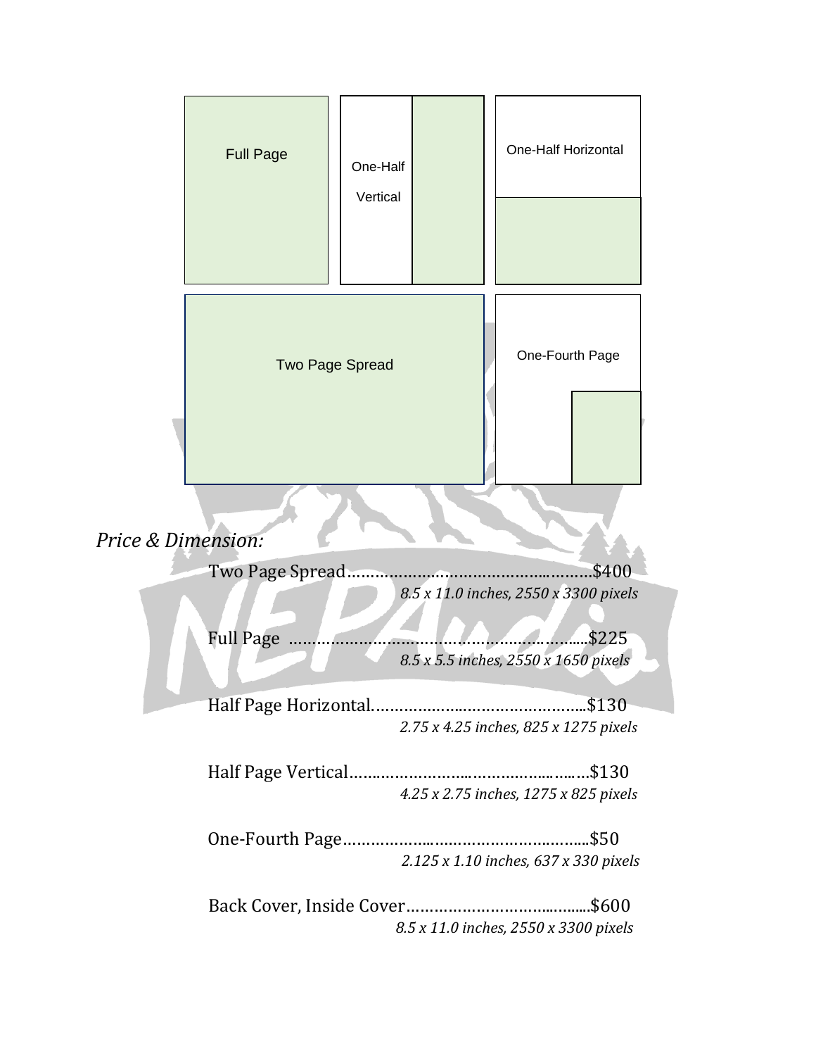Full Page

One-Half Vertical

One-Half Horizontal

Two Page Spread

One-Fourth Page

*Price & Dimension:*

Two Page Spread……………………………………………..$400
*8.5 x 11.0 inches, 2550 x 3300 pixels*

Full Page ………………………………………………….....$225
*8.5 x 5.5 inches, 2550 x 1650 pixels*

Half Page Horizontal……………………………………..$130
*2.75 x 4.25 inches, 825 x 1275 pixels*

Half Page Vertical……………………………………………$130
*4.25 x 2.75 inches, 1275 x 825 pixels*

One-Fourth Page……………………………………………..$50
*2.125 x 1.10 inches, 637 x 330 pixels*

Back Cover, Inside Cover……………………………......$600
*8.5 x 11.0 inches, 2550 x 3300 pixels*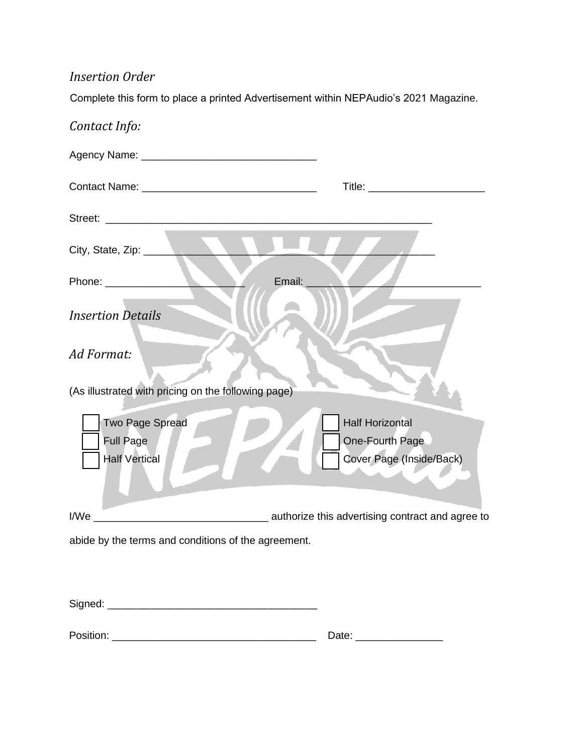*Insertion Order*

Complete this form to place a printed Advertisement within NEPAudio's 2021 Magazine.

*Contact Info:*

Agency Name: ______________________________

Contact Name: ______________________________ Title: ____________________

Street: ________________________________________________________

City, State, Zip: ________________________________________________

Phone: ________________________ Email: ______________________________

*Insertion Details*

*Ad Format:*

(As illustrated with pricing on the following page)

- [ ] Two Page Spread
- [ ] Full Page
- [ ] Half Vertical
- [ ] Half Horizontal
- [ ] One-Fourth Page
- [ ] Cover Page (Inside/Back)

I/We ______________________________ authorize this advertising contract and agree to abide by the terms and conditions of the agreement.

Signed: ____________________________________

Position: ___________________________________ Date: _______________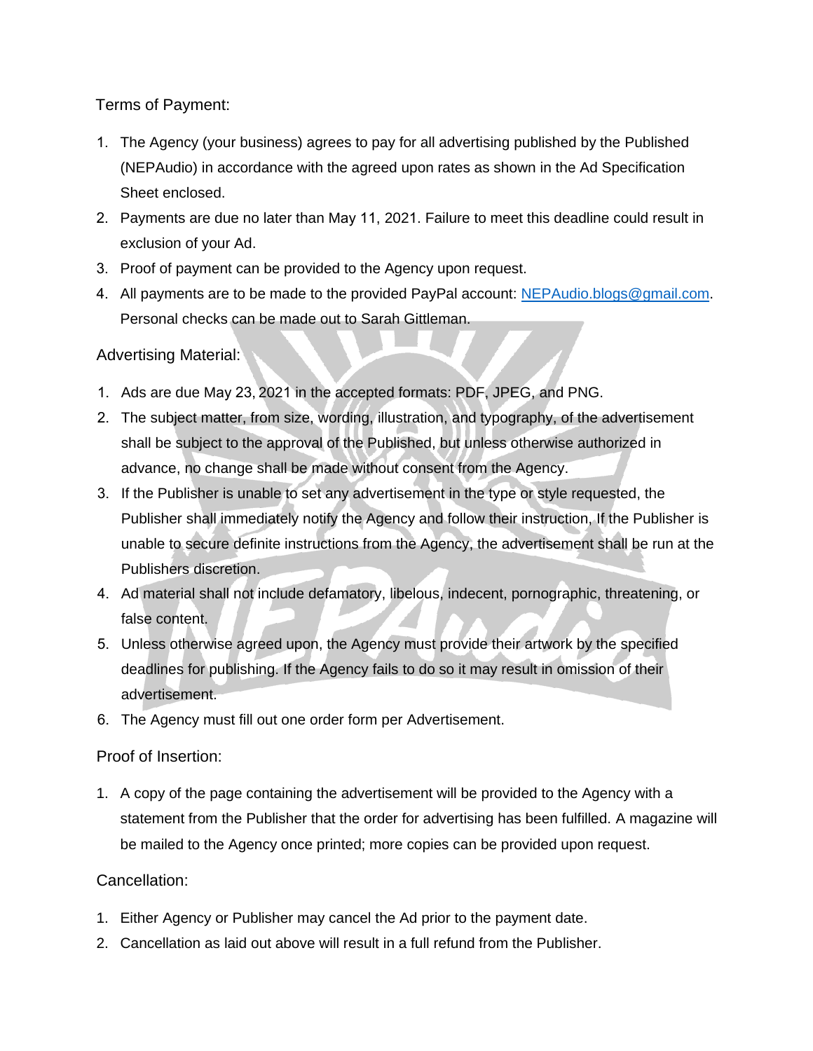Terms of Payment:

1. The Agency (your business) agrees to pay for all advertising published by the Published (NEPAudio) in accordance with the agreed upon rates as shown in the Ad Specification Sheet enclosed.
2. Payments are due no later than May 11, 2021. Failure to meet this deadline could result in exclusion of your Ad.
3. Proof of payment can be provided to the Agency upon request.
4. All payments are to be made to the provided PayPal account: NEPAudio.blogs@gmail.com. Personal checks can be made out to Sarah Gittleman.

Advertising Material:

1. Ads are due May 23, 2021 in the accepted formats: PDF, JPEG, and PNG.
2. The subject matter, from size, wording, illustration, and typography, of the advertisement shall be subject to the approval of the Published, but unless otherwise authorized in advance, no change shall be made without consent from the Agency.
3. If the Publisher is unable to set any advertisement in the type or style requested, the Publisher shall immediately notify the Agency and follow their instruction, If the Publisher is unable to secure definite instructions from the Agency, the advertisement shall be run at the Publishers discretion.
4. Ad material shall not include defamatory, libelous, indecent, pornographic, threatening, or false content.
5. Unless otherwise agreed upon, the Agency must provide their artwork by the specified deadlines for publishing. If the Agency fails to do so it may result in omission of their advertisement.
6. The Agency must fill out one order form per Advertisement.

Proof of Insertion:

1. A copy of the page containing the advertisement will be provided to the Agency with a statement from the Publisher that the order for advertising has been fulfilled. A magazine will be mailed to the Agency once printed; more copies can be provided upon request.

Cancellation:

1. Either Agency or Publisher may cancel the Ad prior to the payment date.
2. Cancellation as laid out above will result in a full refund from the Publisher.